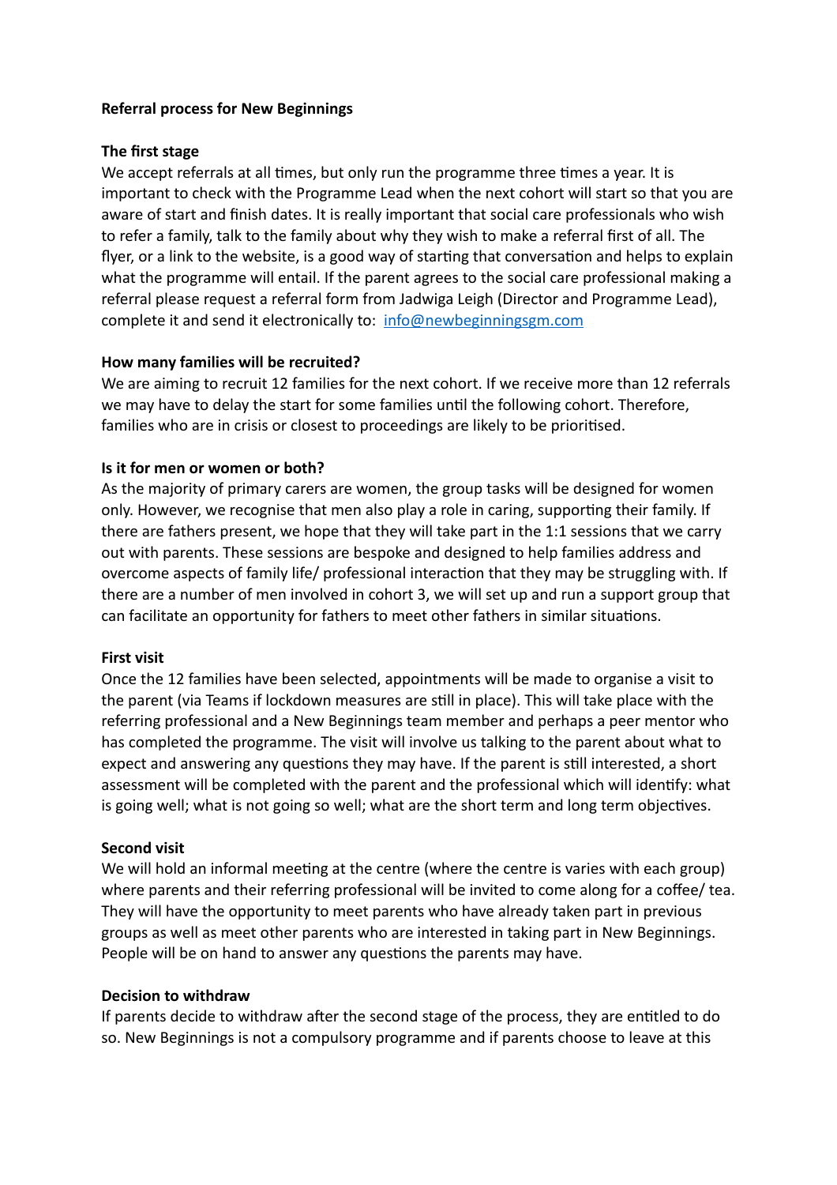**Referral process for New Beginnings**

**The first stage**

We accept referrals at all times, but only run the programme three times a year. It is important to check with the Programme Lead when the next cohort will start so that you are aware of start and finish dates. It is really important that social care professionals who wish to refer a family, talk to the family about why they wish to make a referral first of all. The flyer, or a link to the website, is a good way of starting that conversation and helps to explain what the programme will entail. If the parent agrees to the social care professional making a referral please request a referral form from Jadwiga Leigh (Director and Programme Lead), complete it and send it electronically to: [info@newbeginningsgm.com](mailto:info@newbeginningsgm.com)

**How many families will be recruited?**

We are aiming to recruit 12 families for the next cohort. If we receive more than 12 referrals we may have to delay the start for some families until the following cohort. Therefore, families who are in crisis or closest to proceedings are likely to be prioritised.

**Is it for men or women or both?**

As the majority of primary carers are women, the group tasks will be designed for women only. However, we recognise that men also play a role in caring, supporting their family. If there are fathers present, we hope that they will take part in the 1:1 sessions that we carry out with parents. These sessions are bespoke and designed to help families address and overcome aspects of family life/ professional interaction that they may be struggling with. If there are a number of men involved in cohort 3, we will set up and run a support group that can facilitate an opportunity for fathers to meet other fathers in similar situations.

**First visit**

Once the 12 families have been selected, appointments will be made to organise a visit to the parent (via Teams if lockdown measures are still in place). This will take place with the referring professional and a New Beginnings team member and perhaps a peer mentor who has completed the programme. The visit will involve us talking to the parent about what to expect and answering any questions they may have. If the parent is still interested, a short assessment will be completed with the parent and the professional which will identify: what is going well; what is not going so well; what are the short term and long term objectives.

**Second visit**

We will hold an informal meeting at the centre (where the centre is varies with each group) where parents and their referring professional will be invited to come along for a coffee/ tea. They will have the opportunity to meet parents who have already taken part in previous groups as well as meet other parents who are interested in taking part in New Beginnings. People will be on hand to answer any questions the parents may have.

**Decision to withdraw**

If parents decide to withdraw after the second stage of the process, they are entitled to do so. New Beginnings is not a compulsory programme and if parents choose to leave at this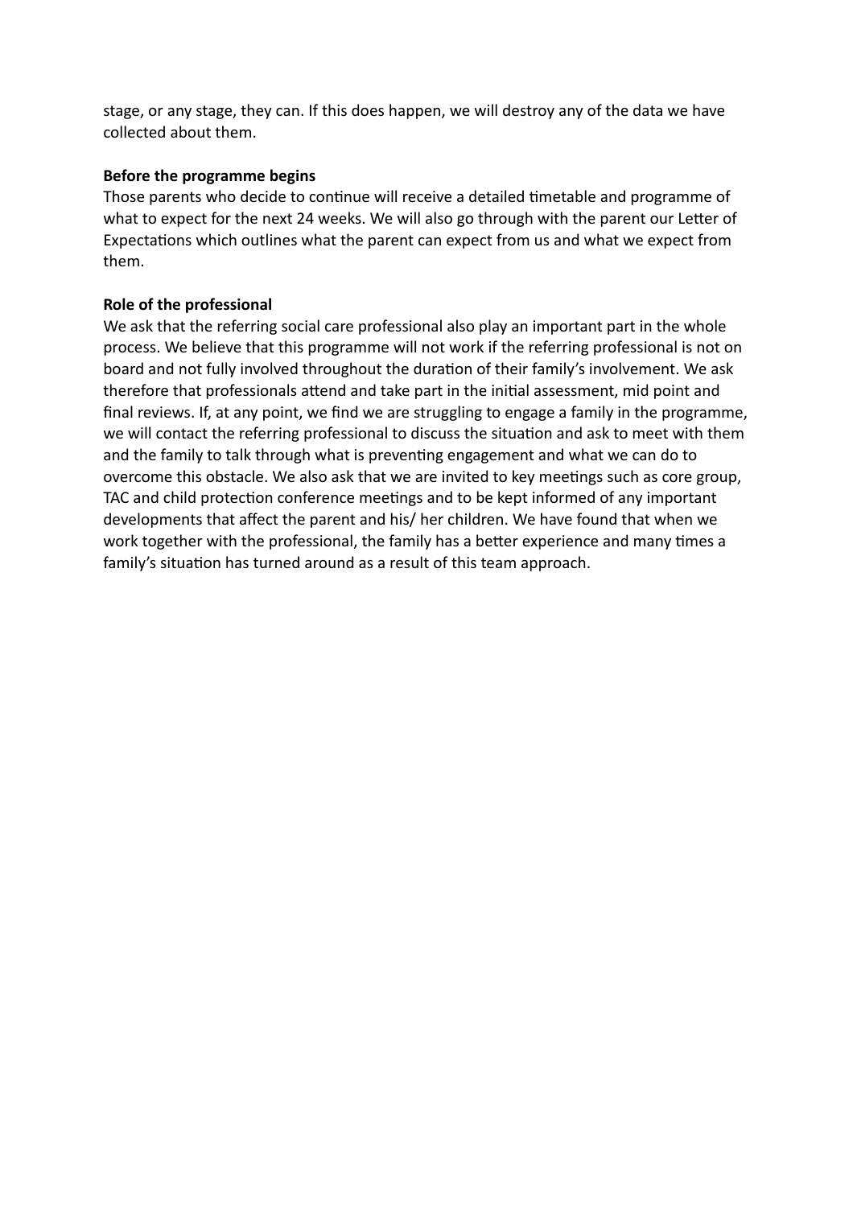stage, or any stage, they can. If this does happen, we will destroy any of the data we have collected about them.

**Before the programme begins**

Those parents who decide to continue will receive a detailed timetable and programme of what to expect for the next 24 weeks. We will also go through with the parent our Letter of Expectations which outlines what the parent can expect from us and what we expect from them.

**Role of the professional**

We ask that the referring social care professional also play an important part in the whole process. We believe that this programme will not work if the referring professional is not on board and not fully involved throughout the duration of their family's involvement. We ask therefore that professionals attend and take part in the initial assessment, mid point and final reviews. If, at any point, we find we are struggling to engage a family in the programme, we will contact the referring professional to discuss the situation and ask to meet with them and the family to talk through what is preventing engagement and what we can do to overcome this obstacle. We also ask that we are invited to key meetings such as core group, TAC and child protection conference meetings and to be kept informed of any important developments that affect the parent and his/ her children. We have found that when we work together with the professional, the family has a better experience and many times a family's situation has turned around as a result of this team approach.